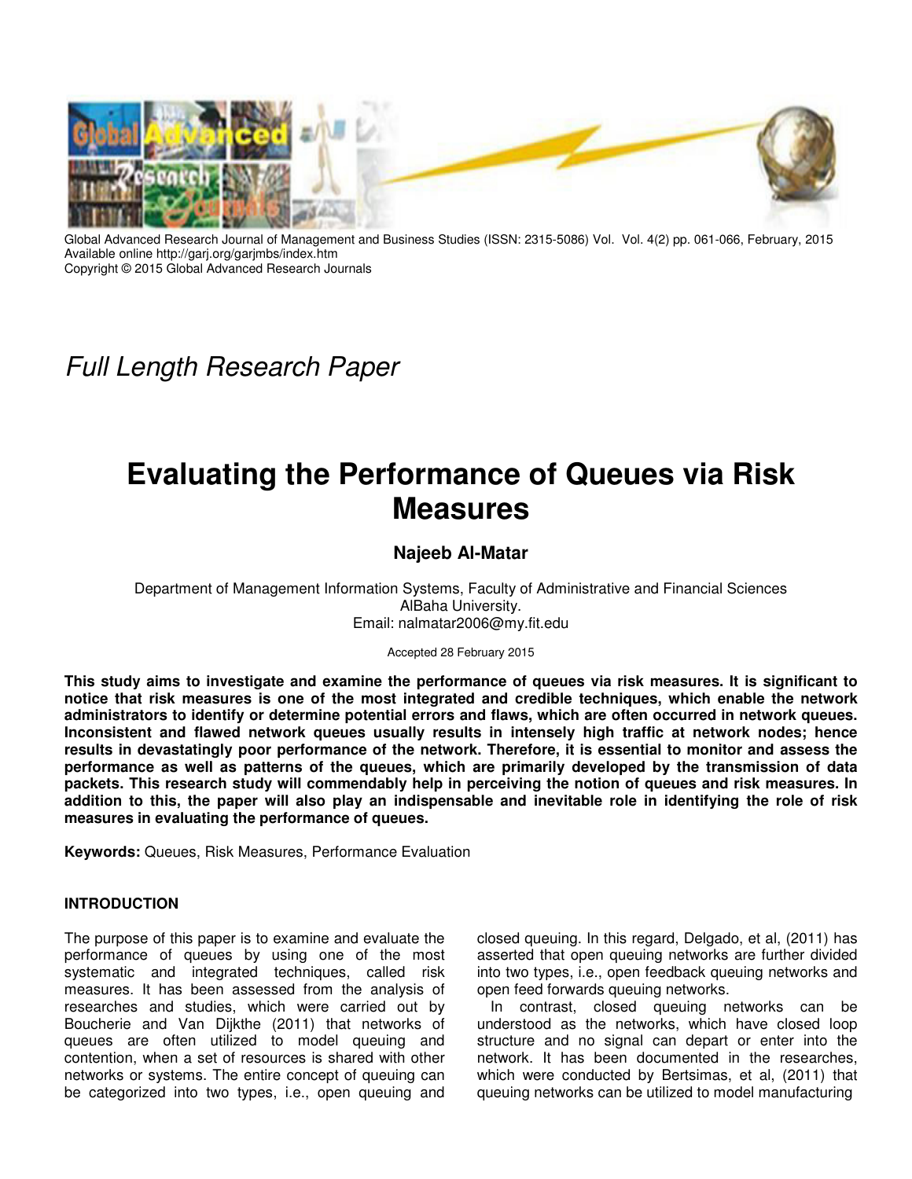Global Advanced Research Journal of Management and Business Studies (ISSN: 2315-5086) Vol. Vol. 4(2) pp. 061-066, February, 2015
Available online http://garj.org/garjmbs/index.htm
Copyright © 2015 Global Advanced Research Journals

*Full Length Research Paper*

# Evaluating the Performance of Queues via Risk Measures

**Najeeb Al-Matar**

Department of Management Information Systems, Faculty of Administrative and Financial Sciences
AlBaha University.
Email: nalmatar2006@my.fit.edu

Accepted 28 February 2015

**This study aims to investigate and examine the performance of queues via risk measures. It is significant to notice that risk measures is one of the most integrated and credible techniques, which enable the network administrators to identify or determine potential errors and flaws, which are often occurred in network queues. Inconsistent and flawed network queues usually results in intensely high traffic at network nodes; hence results in devastatingly poor performance of the network. Therefore, it is essential to monitor and assess the performance as well as patterns of the queues, which are primarily developed by the transmission of data packets. This research study will commendably help in perceiving the notion of queues and risk measures. In addition to this, the paper will also play an indispensable and inevitable role in identifying the role of risk measures in evaluating the performance of queues.**

**Keywords:** Queues, Risk Measures, Performance Evaluation

## INTRODUCTION

The purpose of this paper is to examine and evaluate the performance of queues by using one of the most systematic and integrated techniques, called risk measures. It has been assessed from the analysis of researches and studies, which were carried out by Boucherie and Van Dijkthe (2011) that networks of queues are often utilized to model queuing and contention, when a set of resources is shared with other networks or systems. The entire concept of queuing can be categorized into two types, i.e., open queuing and closed queuing. In this regard, Delgado, et al, (2011) has asserted that open queuing networks are further divided into two types, i.e., open feedback queuing networks and open feed forwards queuing networks.

In contrast, closed queuing networks can be understood as the networks, which have closed loop structure and no signal can depart or enter into the network. It has been documented in the researches, which were conducted by Bertsimas, et al, (2011) that queuing networks can be utilized to model manufacturing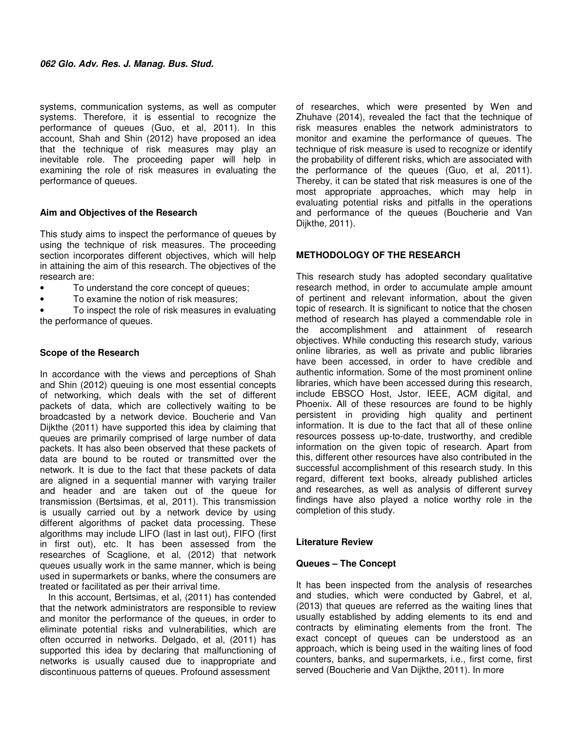systems, communication systems, as well as computer systems. Therefore, it is essential to recognize the performance of queues (Guo, et al, 2011). In this account, Shah and Shin (2012) have proposed an idea that the technique of risk measures may play an inevitable role. The proceeding paper will help in examining the role of risk measures in evaluating the performance of queues.

### Aim and Objectives of the Research

This study aims to inspect the performance of queues by using the technique of risk measures. The proceeding section incorporates different objectives, which will help in attaining the aim of this research. The objectives of the research are:

- To understand the core concept of queues;
- To examine the notion of risk measures;
- To inspect the role of risk measures in evaluating the performance of queues.

### Scope of the Research

In accordance with the views and perceptions of Shah and Shin (2012) queuing is one most essential concepts of networking, which deals with the set of different packets of data, which are collectively waiting to be broadcasted by a network device. Boucherie and Van Dijkthe (2011) have supported this idea by claiming that queues are primarily comprised of large number of data packets. It has also been observed that these packets of data are bound to be routed or transmitted over the network. It is due to the fact that these packets of data are aligned in a sequential manner with varying trailer and header and are taken out of the queue for transmission (Bertsimas, et al, 2011). This transmission is usually carried out by a network device by using different algorithms of packet data processing. These algorithms may include LIFO (last in last out), FIFO (first in first out), etc. It has been assessed from the researches of Scaglione, et al, (2012) that network queues usually work in the same manner, which is being used in supermarkets or banks, where the consumers are treated or facilitated as per their arrival time.

In this account, Bertsimas, et al, (2011) has contended that the network administrators are responsible to review and monitor the performance of the queues, in order to eliminate potential risks and vulnerabilities, which are often occurred in networks. Delgado, et al, (2011) has supported this idea by declaring that malfunctioning of networks is usually caused due to inappropriate and discontinuous patterns of queues. Profound assessment of researches, which were presented by Wen and Zhuhave (2014), revealed the fact that the technique of risk measures enables the network administrators to monitor and examine the performance of queues. The technique of risk measure is used to recognize or identify the probability of different risks, which are associated with the performance of the queues (Guo, et al, 2011). Thereby, it can be stated that risk measures is one of the most appropriate approaches, which may help in evaluating potential risks and pitfalls in the operations and performance of the queues (Boucherie and Van Dijkthe, 2011).

## METHODOLOGY OF THE RESEARCH

This research study has adopted secondary qualitative research method, in order to accumulate ample amount of pertinent and relevant information, about the given topic of research. It is significant to notice that the chosen method of research has played a commendable role in the accomplishment and attainment of research objectives. While conducting this research study, various online libraries, as well as private and public libraries have been accessed, in order to have credible and authentic information. Some of the most prominent online libraries, which have been accessed during this research, include EBSCO Host, Jstor, IEEE, ACM digital, and Phoenix. All of these resources are found to be highly persistent in providing high quality and pertinent information. It is due to the fact that all of these online resources possess up-to-date, trustworthy, and credible information on the given topic of research. Apart from this, different other resources have also contributed in the successful accomplishment of this research study. In this regard, different text books, already published articles and researches, as well as analysis of different survey findings have also played a notice worthy role in the completion of this study.

### Literature Review

### Queues – The Concept

It has been inspected from the analysis of researches and studies, which were conducted by Gabrel, et al, (2013) that queues are referred as the waiting lines that usually established by adding elements to its end and contracts by eliminating elements from the front. The exact concept of queues can be understood as an approach, which is being used in the waiting lines of food counters, banks, and supermarkets, i.e., first come, first served (Boucherie and Van Dijkthe, 2011). In more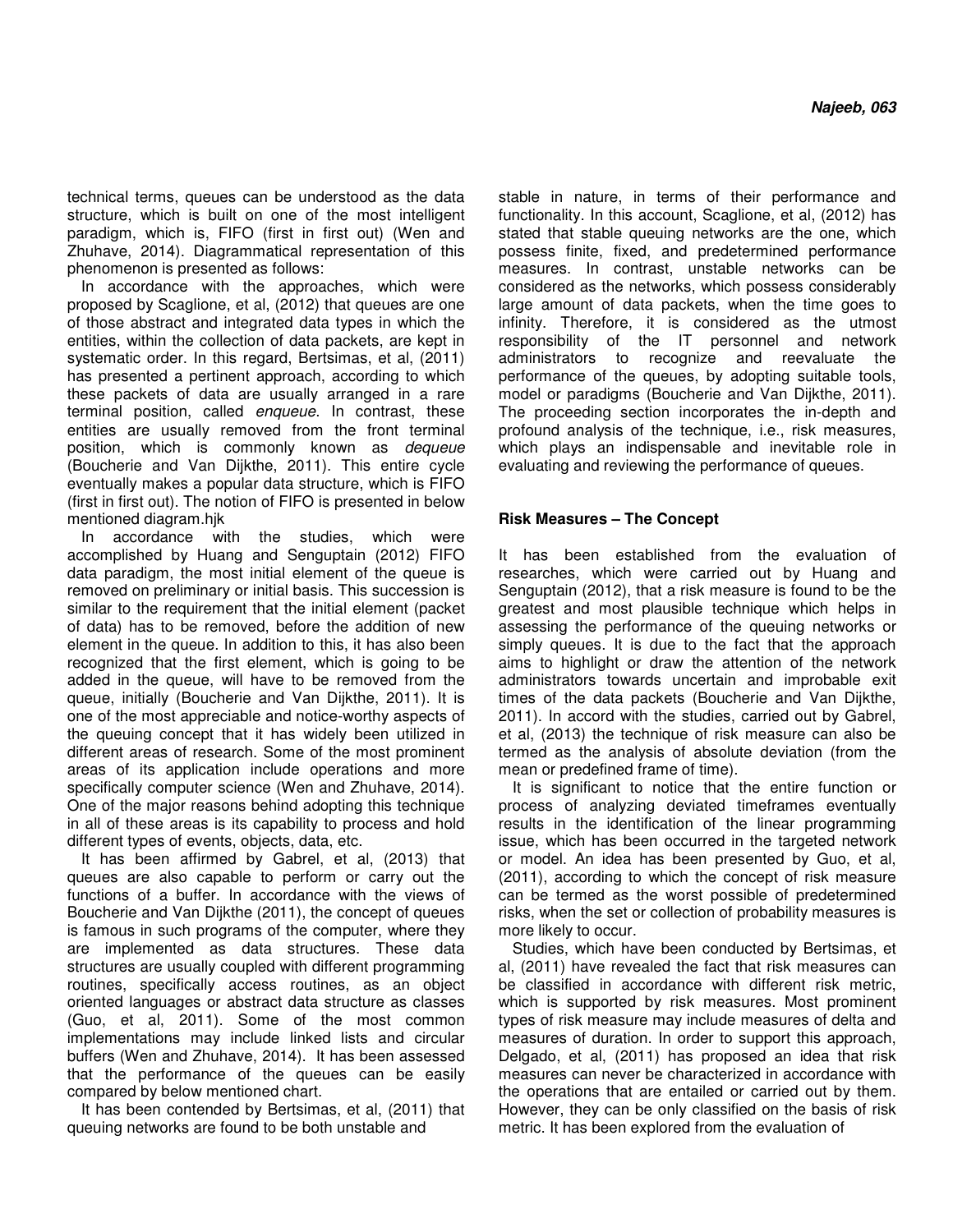technical terms, queues can be understood as the data structure, which is built on one of the most intelligent paradigm, which is, FIFO (first in first out) (Wen and Zhuhave, 2014). Diagrammatical representation of this phenomenon is presented as follows:

In accordance with the approaches, which were proposed by Scaglione, et al, (2012) that queues are one of those abstract and integrated data types in which the entities, within the collection of data packets, are kept in systematic order. In this regard, Bertsimas, et al, (2011) has presented a pertinent approach, according to which these packets of data are usually arranged in a rare terminal position, called *enqueue*. In contrast, these entities are usually removed from the front terminal position, which is commonly known as *dequeue* (Boucherie and Van Dijkthe, 2011). This entire cycle eventually makes a popular data structure, which is FIFO (first in first out). The notion of FIFO is presented in below mentioned diagram.hjk

In accordance with the studies, which were accomplished by Huang and Senguptain (2012) FIFO data paradigm, the most initial element of the queue is removed on preliminary or initial basis. This succession is similar to the requirement that the initial element (packet of data) has to be removed, before the addition of new element in the queue. In addition to this, it has also been recognized that the first element, which is going to be added in the queue, will have to be removed from the queue, initially (Boucherie and Van Dijkthe, 2011). It is one of the most appreciable and notice-worthy aspects of the queuing concept that it has widely been utilized in different areas of research. Some of the most prominent areas of its application include operations and more specifically computer science (Wen and Zhuhave, 2014). One of the major reasons behind adopting this technique in all of these areas is its capability to process and hold different types of events, objects, data, etc.

It has been affirmed by Gabrel, et al, (2013) that queues are also capable to perform or carry out the functions of a buffer. In accordance with the views of Boucherie and Van Dijkthe (2011), the concept of queues is famous in such programs of the computer, where they are implemented as data structures. These data structures are usually coupled with different programming routines, specifically access routines, as an object oriented languages or abstract data structure as classes (Guo, et al, 2011). Some of the most common implementations may include linked lists and circular buffers (Wen and Zhuhave, 2014). It has been assessed that the performance of the queues can be easily compared by below mentioned chart.

It has been contended by Bertsimas, et al, (2011) that queuing networks are found to be both unstable and stable in nature, in terms of their performance and functionality. In this account, Scaglione, et al, (2012) has stated that stable queuing networks are the one, which possess finite, fixed, and predetermined performance measures. In contrast, unstable networks can be considered as the networks, which possess considerably large amount of data packets, when the time goes to infinity. Therefore, it is considered as the utmost responsibility of the IT personnel and network administrators to recognize and reevaluate the performance of the queues, by adopting suitable tools, model or paradigms (Boucherie and Van Dijkthe, 2011). The proceeding section incorporates the in-depth and profound analysis of the technique, i.e., risk measures, which plays an indispensable and inevitable role in evaluating and reviewing the performance of queues.

## Risk Measures – The Concept

It has been established from the evaluation of researches, which were carried out by Huang and Senguptain (2012), that a risk measure is found to be the greatest and most plausible technique which helps in assessing the performance of the queuing networks or simply queues. It is due to the fact that the approach aims to highlight or draw the attention of the network administrators towards uncertain and improbable exit times of the data packets (Boucherie and Van Dijkthe, 2011). In accord with the studies, carried out by Gabrel, et al, (2013) the technique of risk measure can also be termed as the analysis of absolute deviation (from the mean or predefined frame of time).

It is significant to notice that the entire function or process of analyzing deviated timeframes eventually results in the identification of the linear programming issue, which has been occurred in the targeted network or model. An idea has been presented by Guo, et al, (2011), according to which the concept of risk measure can be termed as the worst possible of predetermined risks, when the set or collection of probability measures is more likely to occur.

Studies, which have been conducted by Bertsimas, et al, (2011) have revealed the fact that risk measures can be classified in accordance with different risk metric, which is supported by risk measures. Most prominent types of risk measure may include measures of delta and measures of duration. In order to support this approach, Delgado, et al, (2011) has proposed an idea that risk measures can never be characterized in accordance with the operations that are entailed or carried out by them. However, they can be only classified on the basis of risk metric. It has been explored from the evaluation of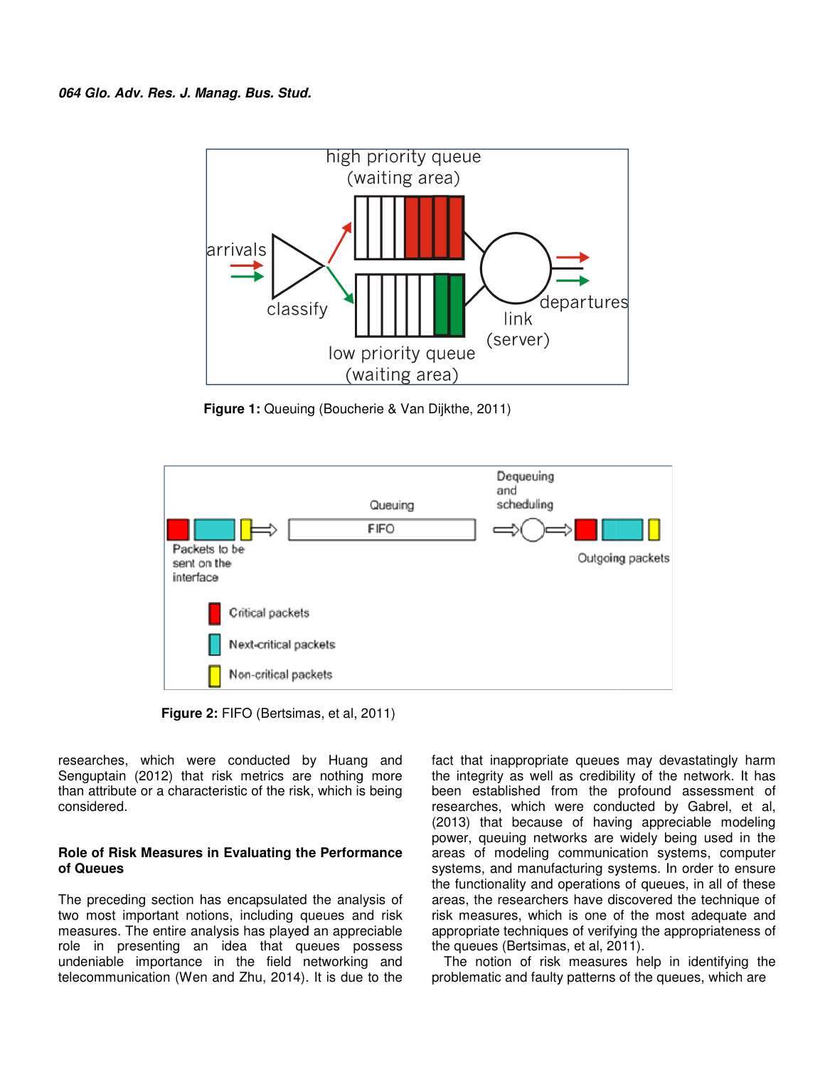Figure 1: Queuing (Boucherie & Van Dijkthe, 2011)

Figure 2: FIFO (Bertsimas, et al, 2011)

researches, which were conducted by Huang and Senguptain (2012) that risk metrics are nothing more than attribute or a characteristic of the risk, which is being considered.

**Role of Risk Measures in Evaluating the Performance of Queues**

The preceding section has encapsulated the analysis of two most important notions, including queues and risk measures. The entire analysis has played an appreciable role in presenting an idea that queues possess undeniable importance in the field networking and telecommunication (Wen and Zhu, 2014). It is due to the fact that inappropriate queues may devastatingly harm the integrity as well as credibility of the network. It has been established from the profound assessment of researches, which were conducted by Gabrel, et al, (2013) that because of having appreciable modeling power, queuing networks are widely being used in the areas of modeling communication systems, computer systems, and manufacturing systems. In order to ensure the functionality and operations of queues, in all of these areas, the researchers have discovered the technique of risk measures, which is one of the most adequate and appropriate techniques of verifying the appropriateness of the queues (Bertsimas, et al, 2011).

The notion of risk measures help in identifying the problematic and faulty patterns of the queues, which are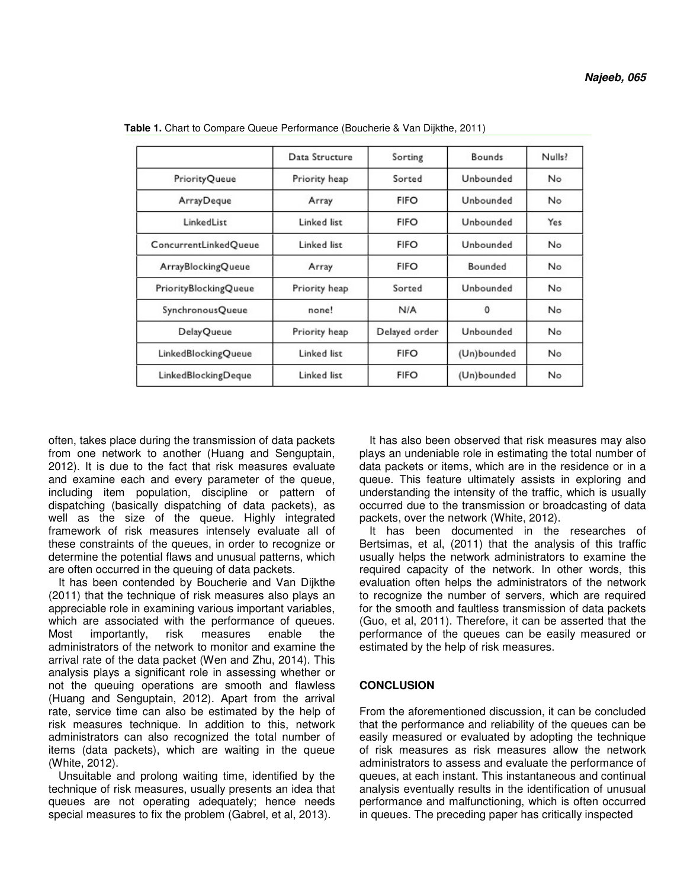**Table 1.** Chart to Compare Queue Performance (Boucherie & Van Dijkthe, 2011)

| | Data Structure | Sorting | Bounds | Nulls? |
|---|---|---|---|---|
| PriorityQueue | Priority heap | Sorted | Unbounded | No |
| ArrayDeque | Array | FIFO | Unbounded | No |
| LinkedList | Linked list | FIFO | Unbounded | Yes |
| ConcurrentLinkedQueue | Linked list | FIFO | Unbounded | No |
| ArrayBlockingQueue | Array | FIFO | Bounded | No |
| PriorityBlockingQueue | Priority heap | Sorted | Unbounded | No |
| SynchronousQueue | none! | N/A | 0 | No |
| DelayQueue | Priority heap | Delayed order | Unbounded | No |
| LinkedBlockingQueue | Linked list | FIFO | (Un)bounded | No |
| LinkedBlockingDeque | Linked list | FIFO | (Un)bounded | No |

often, takes place during the transmission of data packets from one network to another (Huang and Senguptain, 2012). It is due to the fact that risk measures evaluate and examine each and every parameter of the queue, including item population, discipline or pattern of dispatching (basically dispatching of data packets), as well as the size of the queue. Highly integrated framework of risk measures intensely evaluate all of these constraints of the queues, in order to recognize or determine the potential flaws and unusual patterns, which are often occurred in the queuing of data packets.

It has been contended by Boucherie and Van Dijkthe (2011) that the technique of risk measures also plays an appreciable role in examining various important variables, which are associated with the performance of queues. Most importantly, risk measures enable the administrators of the network to monitor and examine the arrival rate of the data packet (Wen and Zhu, 2014). This analysis plays a significant role in assessing whether or not the queuing operations are smooth and flawless (Huang and Senguptain, 2012). Apart from the arrival rate, service time can also be estimated by the help of risk measures technique. In addition to this, network administrators can also recognized the total number of items (data packets), which are waiting in the queue (White, 2012).

Unsuitable and prolong waiting time, identified by the technique of risk measures, usually presents an idea that queues are not operating adequately; hence needs special measures to fix the problem (Gabrel, et al, 2013).

It has also been observed that risk measures may also plays an undeniable role in estimating the total number of data packets or items, which are in the residence or in a queue. This feature ultimately assists in exploring and understanding the intensity of the traffic, which is usually occurred due to the transmission or broadcasting of data packets, over the network (White, 2012).

It has been documented in the researches of Bertsimas, et al, (2011) that the analysis of this traffic usually helps the network administrators to examine the required capacity of the network. In other words, this evaluation often helps the administrators of the network to recognize the number of servers, which are required for the smooth and faultless transmission of data packets (Guo, et al, 2011). Therefore, it can be asserted that the performance of the queues can be easily measured or estimated by the help of risk measures.

## CONCLUSION

From the aforementioned discussion, it can be concluded that the performance and reliability of the queues can be easily measured or evaluated by adopting the technique of risk measures as risk measures allow the network administrators to assess and evaluate the performance of queues, at each instant. This instantaneous and continual analysis eventually results in the identification of unusual performance and malfunctioning, which is often occurred in queues. The preceding paper has critically inspected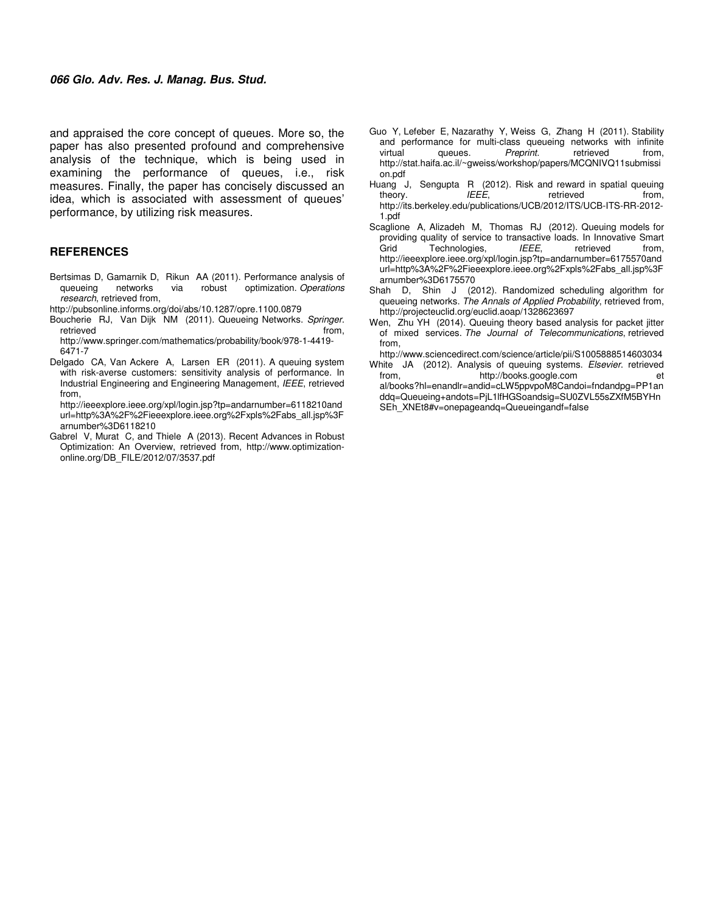and appraised the core concept of queues. More so, the paper has also presented profound and comprehensive analysis of the technique, which is being used in examining the performance of queues, i.e., risk measures. Finally, the paper has concisely discussed an idea, which is associated with assessment of queues' performance, by utilizing risk measures.

## REFERENCES

Bertsimas D, Gamarnik D, Rikun AA (2011). Performance analysis of queueing networks via robust optimization. *Operations research*, retrieved from, http://pubsonline.informs.org/doi/abs/10.1287/opre.1100.0879

Boucherie RJ, Van Dijk NM (2011). Queueing Networks. *Springer*. retrieved from, http://www.springer.com/mathematics/probability/book/978-1-4419-6471-7

Delgado CA, Van Ackere A, Larsen ER (2011). A queuing system with risk-averse customers: sensitivity analysis of performance. In Industrial Engineering and Engineering Management, *IEEE*, retrieved from, http://ieeexplore.ieee.org/xpl/login.jsp?tp=andarnumber=6118210andurl=http%3A%2F%2Fieeexplore.ieee.org%2Fxpls%2Fabs_all.jsp%3Farnumber%3D6118210

Gabrel V, Murat C, and Thiele A (2013). Recent Advances in Robust Optimization: An Overview, retrieved from, http://www.optimization-online.org/DB_FILE/2012/07/3537.pdf

Guo Y, Lefeber E, Nazarathy Y, Weiss G, Zhang H (2011). Stability and performance for multi-class queueing networks with infinite virtual queues. *Preprint.* retrieved from, http://stat.haifa.ac.il/~gweiss/workshop/papers/MCQNIVQ11submission.pdf

Huang J, Sengupta R (2012). Risk and reward in spatial queuing theory. *IEEE*, retrieved from, http://its.berkeley.edu/publications/UCB/2012/ITS/UCB-ITS-RR-2012-1.pdf

Scaglione A, Alizadeh M, Thomas RJ (2012). Queuing models for providing quality of service to transactive loads. In Innovative Smart Grid Technologies, *IEEE*, retrieved from, http://ieeexplore.ieee.org/xpl/login.jsp?tp=andarnumber=6175570andurl=http%3A%2F%2Fieeexplore.ieee.org%2Fxpls%2Fabs_all.jsp%3Farnumber%3D6175570

Shah D, Shin J (2012). Randomized scheduling algorithm for queueing networks. *The Annals of Applied Probability*, retrieved from, http://projecteuclid.org/euclid.aoap/1328623697

Wen, Zhu YH (2014). Queuing theory based analysis for packet jitter of mixed services. *The Journal of Telecommunications*, retrieved from, http://www.sciencedirect.com/science/article/pii/S1005888514603034

White JA (2012). Analysis of queuing systems. *Elsevier.* retrieved from, http://books.google.com et al/books?hl=enandlr=andid=cLW5ppvpoM8Candoi=fndandpg=PP1andq=Queueing+andots=PjL1lfHGSoandsig=SU0ZVL55sZXfM5BYHnSEh_XNEt8#v=onepageandq=Queueingandf=false